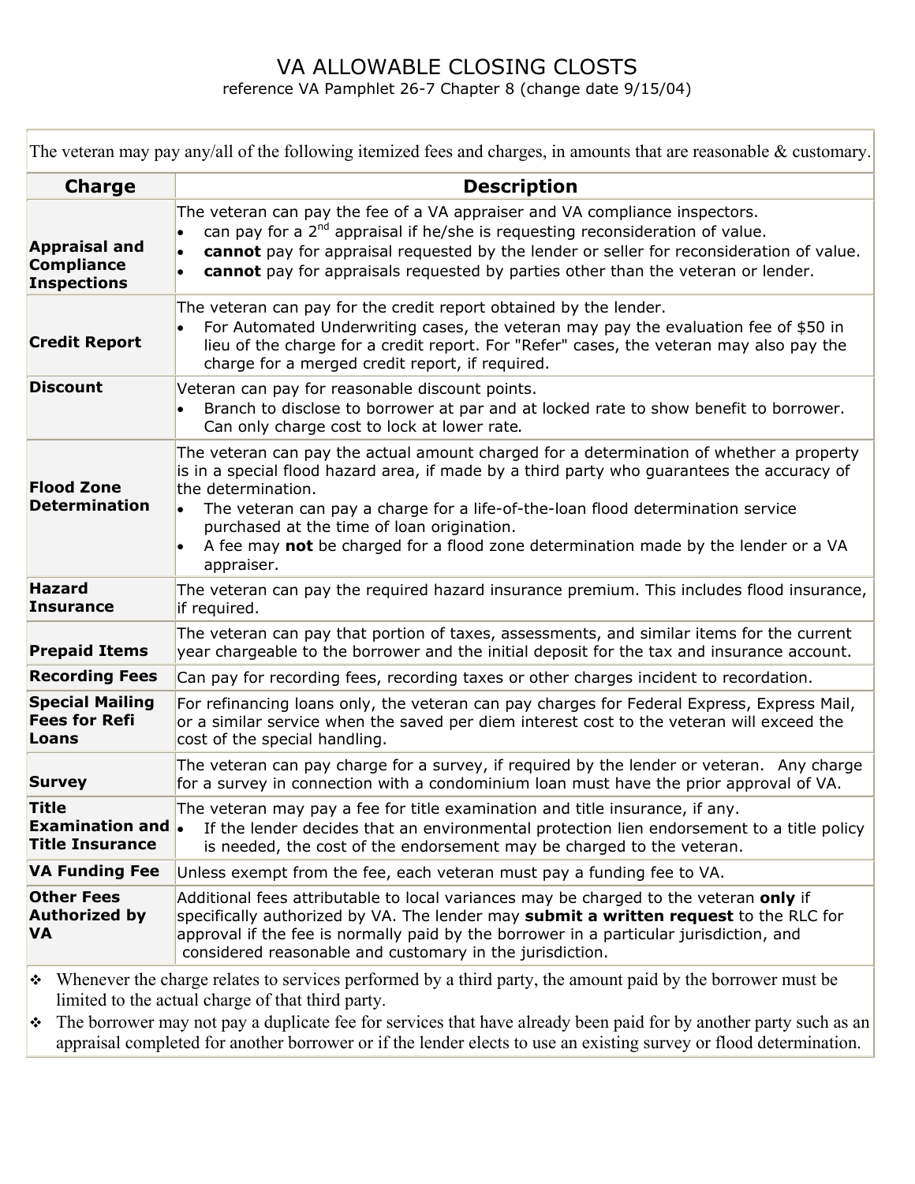# VA ALLOWABLE CLOSING CLOSTS

reference VA Pamphlet 26-7 Chapter 8 (change date 9/15/04)

The veteran may pay any/all of the following itemized fees and charges, in amounts that are reasonable & customary.

| Charge | Description |
|---|---|
| **Appraisal and Compliance Inspections** | The veteran can pay the fee of a VA appraiser and VA compliance inspectors.<br>• can pay for a 2nd appraisal if he/she is requesting reconsideration of value.<br>• **cannot** pay for appraisal requested by the lender or seller for reconsideration of value.<br>• **cannot** pay for appraisals requested by parties other than the veteran or lender. |
| **Credit Report** | The veteran can pay for the credit report obtained by the lender.<br>• For Automated Underwriting cases, the veteran may pay the evaluation fee of $50 in lieu of the charge for a credit report. For "Refer" cases, the veteran may also pay the charge for a merged credit report, if required. |
| **Discount** | Veteran can pay for reasonable discount points.<br>• Branch to disclose to borrower at par and at locked rate to show benefit to borrower. Can only charge cost to lock at lower rate. |
| **Flood Zone Determination** | The veteran can pay the actual amount charged for a determination of whether a property is in a special flood hazard area, if made by a third party who guarantees the accuracy of the determination.<br>• The veteran can pay a charge for a life-of-the-loan flood determination service purchased at the time of loan origination.<br>• A fee may **not** be charged for a flood zone determination made by the lender or a VA appraiser. |
| **Hazard Insurance** | The veteran can pay the required hazard insurance premium. This includes flood insurance, if required. |
| **Prepaid Items** | The veteran can pay that portion of taxes, assessments, and similar items for the current year chargeable to the borrower and the initial deposit for the tax and insurance account. |
| **Recording Fees** | Can pay for recording fees, recording taxes or other charges incident to recordation. |
| **Special Mailing Fees for Refi Loans** | For refinancing loans only, the veteran can pay charges for Federal Express, Express Mail, or a similar service when the saved per diem interest cost to the veteran will exceed the cost of the special handling. |
| **Survey** | The veteran can pay charge for a survey, if required by the lender or veteran. Any charge for a survey in connection with a condominium loan must have the prior approval of VA. |
| **Title Examination and Title Insurance** | The veteran may pay a fee for title examination and title insurance, if any.<br>• If the lender decides that an environmental protection lien endorsement to a title policy is needed, the cost of the endorsement may be charged to the veteran. |
| **VA Funding Fee** | Unless exempt from the fee, each veteran must pay a funding fee to VA. |
| **Other Fees Authorized by VA** | Additional fees attributable to local variances may be charged to the veteran **only** if specifically authorized by VA. The lender may **submit a written request** to the RLC for approval if the fee is normally paid by the borrower in a particular jurisdiction, and considered reasonable and customary in the jurisdiction. |

- Whenever the charge relates to services performed by a third party, the amount paid by the borrower must be limited to the actual charge of that third party.
- The borrower may not pay a duplicate fee for services that have already been paid for by another party such as an appraisal completed for another borrower or if the lender elects to use an existing survey or flood determination.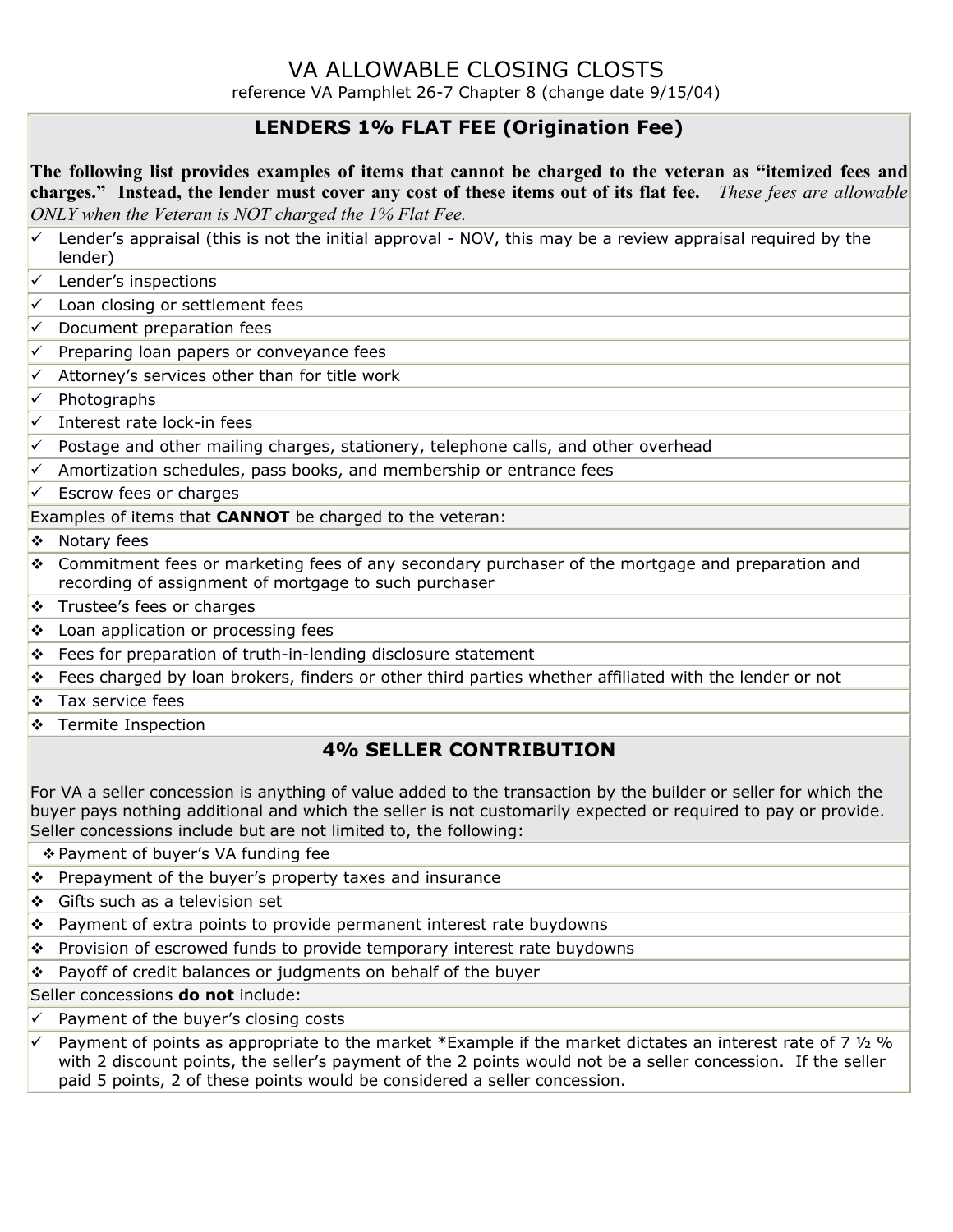# VA ALLOWABLE CLOSING CLOSTS

reference VA Pamphlet 26-7 Chapter 8 (change date 9/15/04)

## LENDERS 1% FLAT FEE (Origination Fee)

**The following list provides examples of items that cannot be charged to the veteran as "itemized fees and charges." Instead, the lender must cover any cost of these items out of its flat fee.** *These fees are allowable ONLY when the Veteran is NOT charged the 1% Flat Fee.*

- ✓ Lender's appraisal (this is not the initial approval - NOV, this may be a review appraisal required by the lender)
- ✓ Lender's inspections
- ✓ Loan closing or settlement fees
- ✓ Document preparation fees
- ✓ Preparing loan papers or conveyance fees
- ✓ Attorney's services other than for title work
- ✓ Photographs
- ✓ Interest rate lock-in fees
- ✓ Postage and other mailing charges, stationery, telephone calls, and other overhead
- ✓ Amortization schedules, pass books, and membership or entrance fees
- ✓ Escrow fees or charges

Examples of items that **CANNOT** be charged to the veteran:

- ❖ Notary fees
- ❖ Commitment fees or marketing fees of any secondary purchaser of the mortgage and preparation and recording of assignment of mortgage to such purchaser
- ❖ Trustee's fees or charges
- ❖ Loan application or processing fees
- ❖ Fees for preparation of truth-in-lending disclosure statement
- ❖ Fees charged by loan brokers, finders or other third parties whether affiliated with the lender or not
- ❖ Tax service fees
- ❖ Termite Inspection

## 4% SELLER CONTRIBUTION

For VA a seller concession is anything of value added to the transaction by the builder or seller for which the buyer pays nothing additional and which the seller is not customarily expected or required to pay or provide. Seller concessions include but are not limited to, the following:

- ❖ Payment of buyer's VA funding fee
- ❖ Prepayment of the buyer's property taxes and insurance
- ❖ Gifts such as a television set
- ❖ Payment of extra points to provide permanent interest rate buydowns
- ❖ Provision of escrowed funds to provide temporary interest rate buydowns
- ❖ Payoff of credit balances or judgments on behalf of the buyer

Seller concessions **do not** include:

- ✓ Payment of the buyer's closing costs
- ✓ Payment of points as appropriate to the market *Example if the market dictates an interest rate of 7 ½ % with 2 discount points, the seller's payment of the 2 points would not be a seller concession. If the seller paid 5 points, 2 of these points would be considered a seller concession.